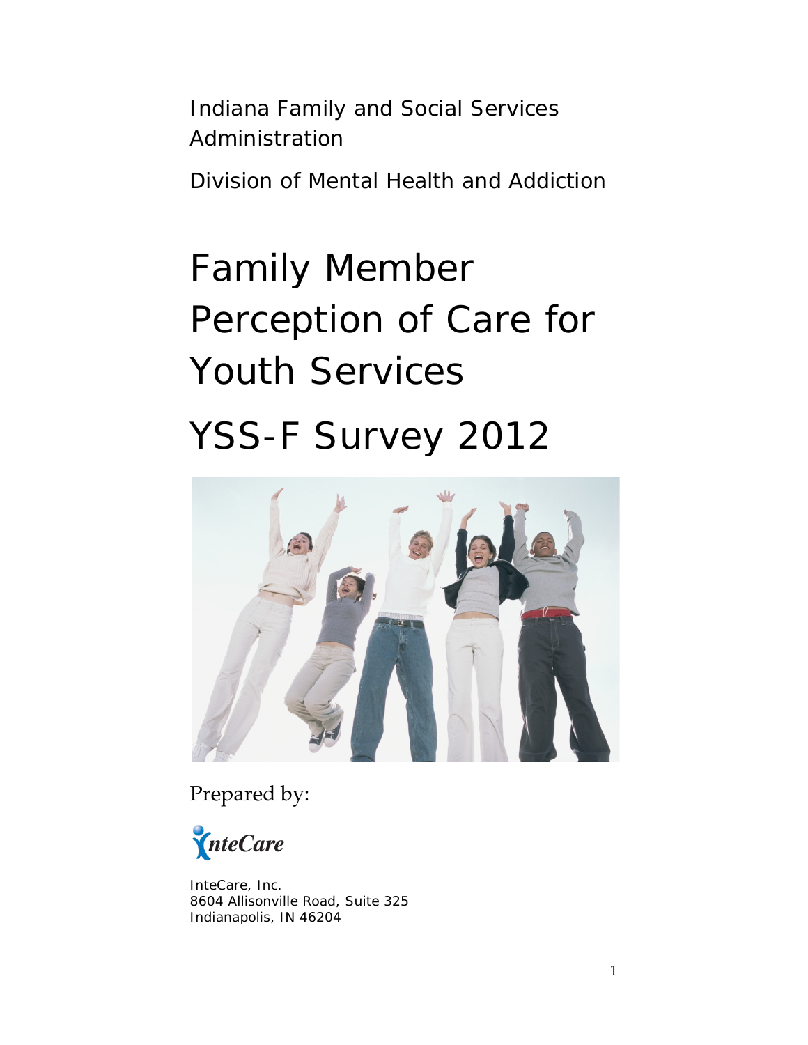Indiana Family and Social Services Administration

Division of Mental Health and Addiction

# Family Member Perception of Care for Youth Services

# YSS-F Survey 2012

Prepared by:

InteCare

InteCare, Inc.
8604 Allisonville Road, Suite 325
Indianapolis, IN 46204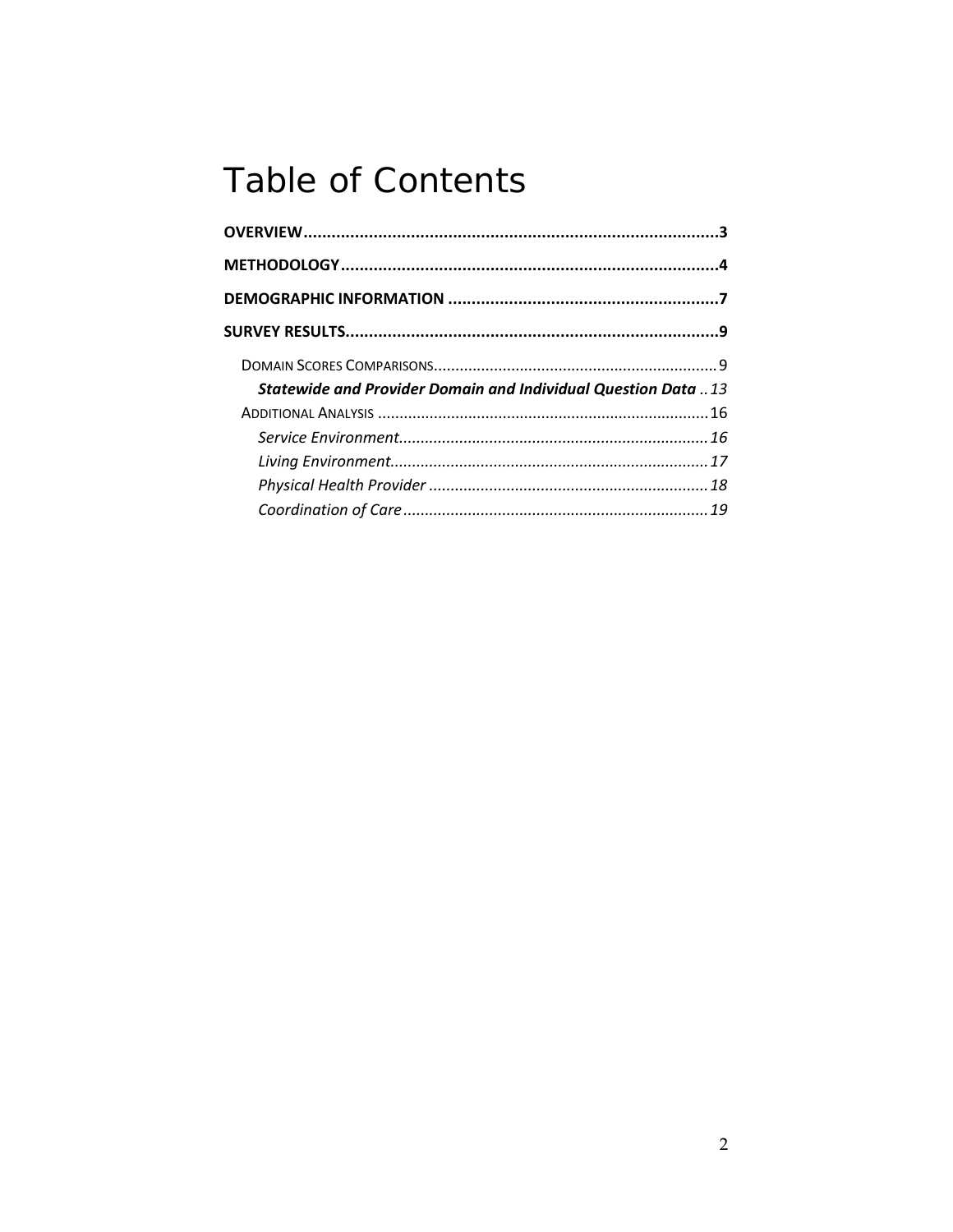# Table of Contents

**OVERVIEW** ........................................................................................ **3**

**METHODOLOGY** ................................................................................ **4**

**DEMOGRAPHIC INFORMATION** .......................................................... **7**

**SURVEY RESULTS** ................................................................................ **9**

- DOMAIN SCORES COMPARISONS ................................................................. 9
  - ***Statewide and Provider Domain and Individual Question Data*** .. *13*
- ADDITIONAL ANALYSIS ............................................................................ 16
  - *Service Environment* ....................................................................... *16*
  - *Living Environment* ......................................................................... *17*
  - *Physical Health Provider* ................................................................. *18*
  - *Coordination of Care* ...................................................................... *19*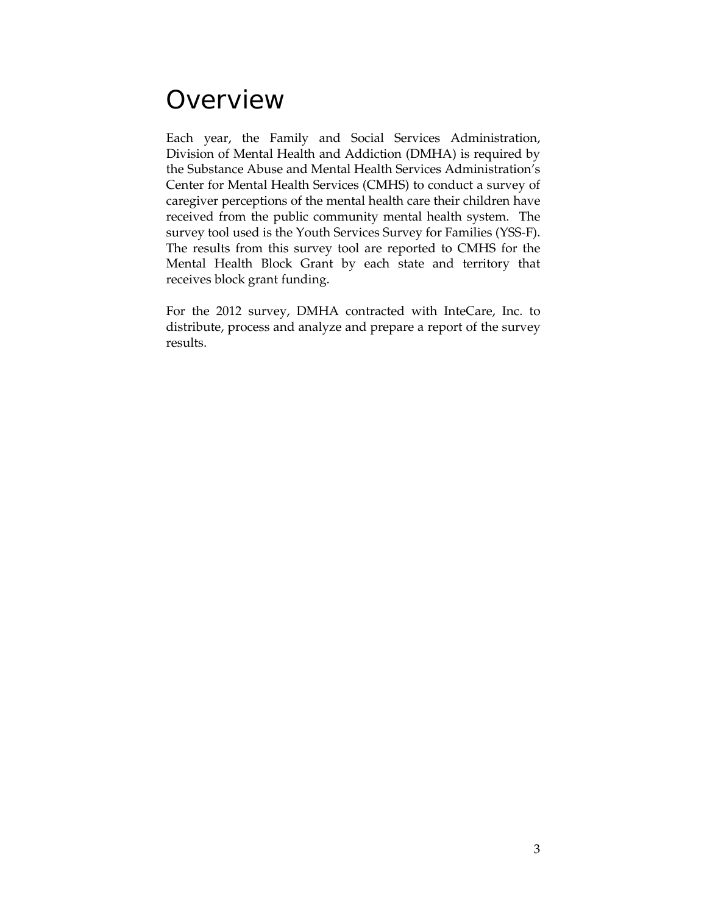# Overview

Each year, the Family and Social Services Administration, Division of Mental Health and Addiction (DMHA) is required by the Substance Abuse and Mental Health Services Administration's Center for Mental Health Services (CMHS) to conduct a survey of caregiver perceptions of the mental health care their children have received from the public community mental health system. The survey tool used is the Youth Services Survey for Families (YSS-F). The results from this survey tool are reported to CMHS for the Mental Health Block Grant by each state and territory that receives block grant funding.

For the 2012 survey, DMHA contracted with InteCare, Inc. to distribute, process and analyze and prepare a report of the survey results.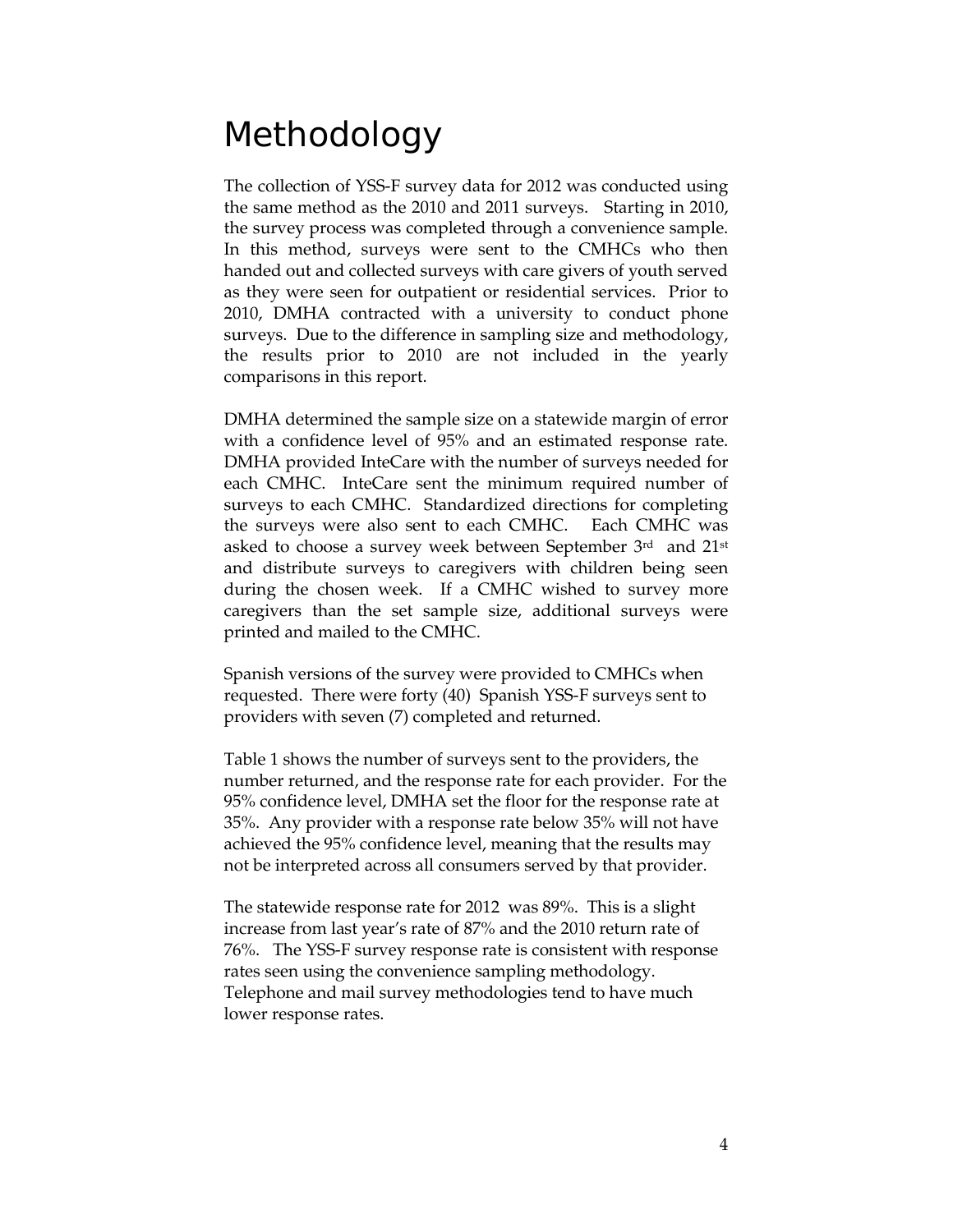# Methodology

The collection of YSS-F survey data for 2012 was conducted using the same method as the 2010 and 2011 surveys. Starting in 2010, the survey process was completed through a convenience sample. In this method, surveys were sent to the CMHCs who then handed out and collected surveys with care givers of youth served as they were seen for outpatient or residential services. Prior to 2010, DMHA contracted with a university to conduct phone surveys. Due to the difference in sampling size and methodology, the results prior to 2010 are not included in the yearly comparisons in this report.

DMHA determined the sample size on a statewide margin of error with a confidence level of 95% and an estimated response rate. DMHA provided InteCare with the number of surveys needed for each CMHC. InteCare sent the minimum required number of surveys to each CMHC. Standardized directions for completing the surveys were also sent to each CMHC. Each CMHC was asked to choose a survey week between September 3rd and 21st and distribute surveys to caregivers with children being seen during the chosen week. If a CMHC wished to survey more caregivers than the set sample size, additional surveys were printed and mailed to the CMHC.

Spanish versions of the survey were provided to CMHCs when requested. There were forty (40) Spanish YSS-F surveys sent to providers with seven (7) completed and returned.

Table 1 shows the number of surveys sent to the providers, the number returned, and the response rate for each provider. For the 95% confidence level, DMHA set the floor for the response rate at 35%. Any provider with a response rate below 35% will not have achieved the 95% confidence level, meaning that the results may not be interpreted across all consumers served by that provider.

The statewide response rate for 2012 was 89%. This is a slight increase from last year's rate of 87% and the 2010 return rate of 76%. The YSS-F survey response rate is consistent with response rates seen using the convenience sampling methodology. Telephone and mail survey methodologies tend to have much lower response rates.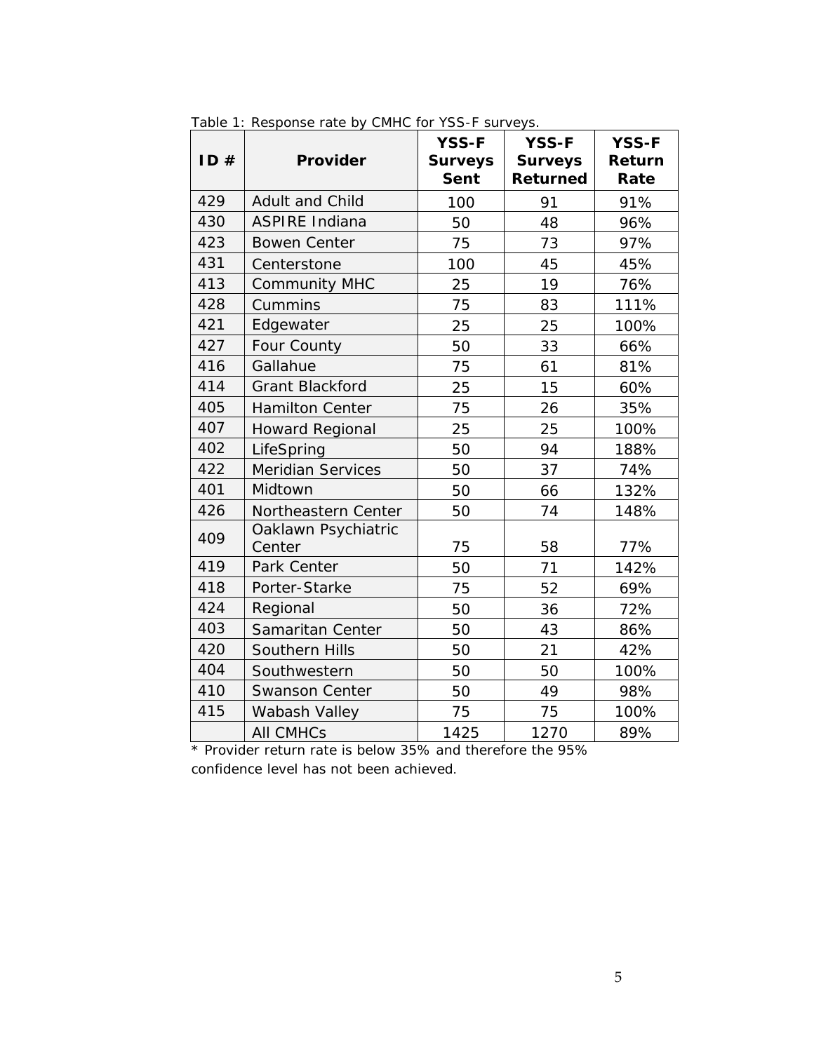Table 1: Response rate by CMHC for YSS-F surveys.

| ID # | Provider | YSS-F Surveys Sent | YSS-F Surveys Returned | YSS-F Return Rate |
|---|---|---|---|---|
| 429 | Adult and Child | 100 | 91 | 91% |
| 430 | ASPIRE Indiana | 50 | 48 | 96% |
| 423 | Bowen Center | 75 | 73 | 97% |
| 431 | Centerstone | 100 | 45 | 45% |
| 413 | Community MHC | 25 | 19 | 76% |
| 428 | Cummins | 75 | 83 | 111% |
| 421 | Edgewater | 25 | 25 | 100% |
| 427 | Four County | 50 | 33 | 66% |
| 416 | Gallahue | 75 | 61 | 81% |
| 414 | Grant Blackford | 25 | 15 | 60% |
| 405 | Hamilton Center | 75 | 26 | 35% |
| 407 | Howard Regional | 25 | 25 | 100% |
| 402 | LifeSpring | 50 | 94 | 188% |
| 422 | Meridian Services | 50 | 37 | 74% |
| 401 | Midtown | 50 | 66 | 132% |
| 426 | Northeastern Center | 50 | 74 | 148% |
| 409 | Oaklawn Psychiatric Center | 75 | 58 | 77% |
| 419 | Park Center | 50 | 71 | 142% |
| 418 | Porter-Starke | 75 | 52 | 69% |
| 424 | Regional | 50 | 36 | 72% |
| 403 | Samaritan Center | 50 | 43 | 86% |
| 420 | Southern Hills | 50 | 21 | 42% |
| 404 | Southwestern | 50 | 50 | 100% |
| 410 | Swanson Center | 50 | 49 | 98% |
| 415 | Wabash Valley | 75 | 75 | 100% |
| | All CMHCs | 1425 | 1270 | 89% |

* Provider return rate is below 35% and therefore the 95% confidence level has not been achieved.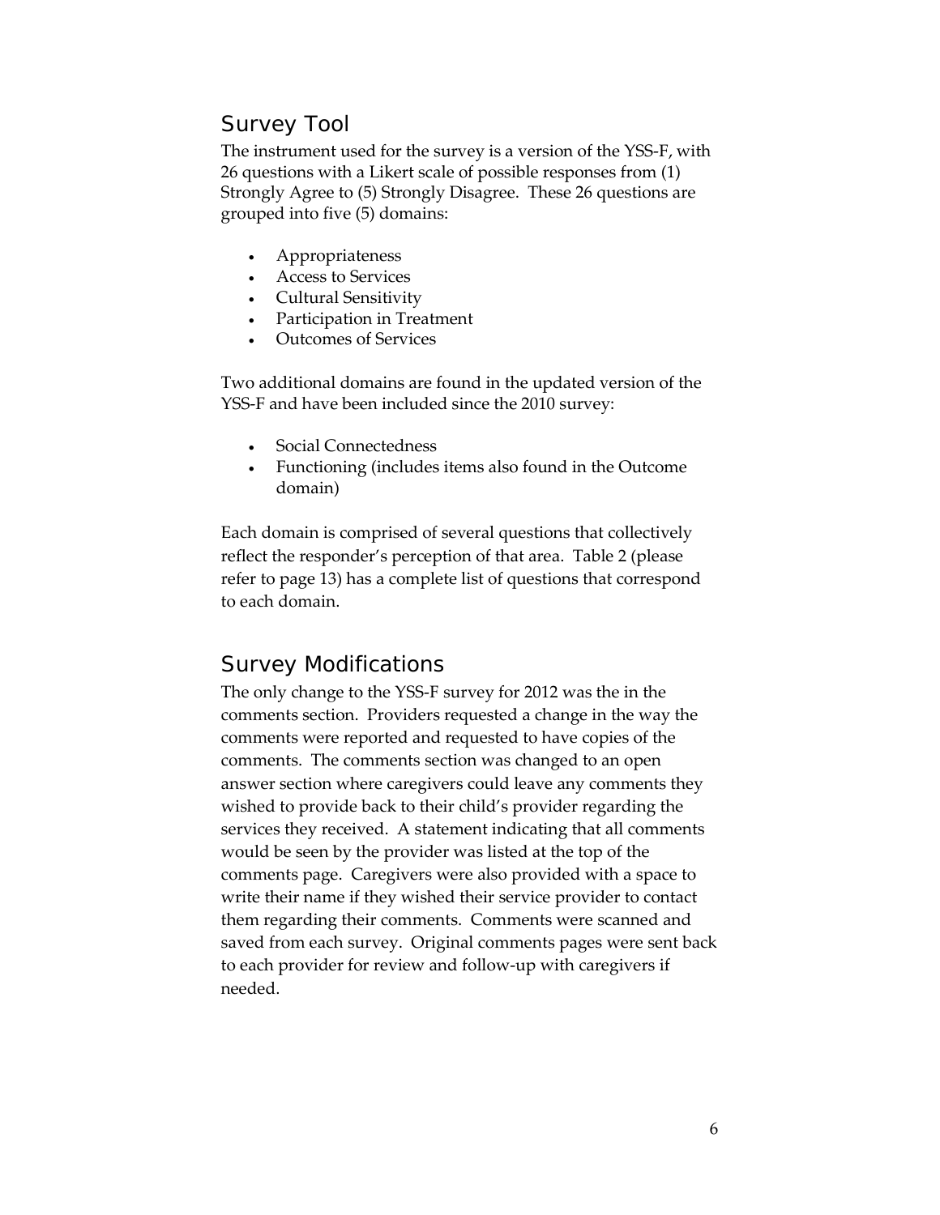## Survey Tool

The instrument used for the survey is a version of the YSS-F, with 26 questions with a Likert scale of possible responses from (1) Strongly Agree to (5) Strongly Disagree. These 26 questions are grouped into five (5) domains:

- Appropriateness
- Access to Services
- Cultural Sensitivity
- Participation in Treatment
- Outcomes of Services

Two additional domains are found in the updated version of the YSS-F and have been included since the 2010 survey:

- Social Connectedness
- Functioning (includes items also found in the Outcome domain)

Each domain is comprised of several questions that collectively reflect the responder's perception of that area. Table 2 (please refer to page 13) has a complete list of questions that correspond to each domain.

## Survey Modifications

The only change to the YSS-F survey for 2012 was the in the comments section. Providers requested a change in the way the comments were reported and requested to have copies of the comments. The comments section was changed to an open answer section where caregivers could leave any comments they wished to provide back to their child's provider regarding the services they received. A statement indicating that all comments would be seen by the provider was listed at the top of the comments page. Caregivers were also provided with a space to write their name if they wished their service provider to contact them regarding their comments. Comments were scanned and saved from each survey. Original comments pages were sent back to each provider for review and follow-up with caregivers if needed.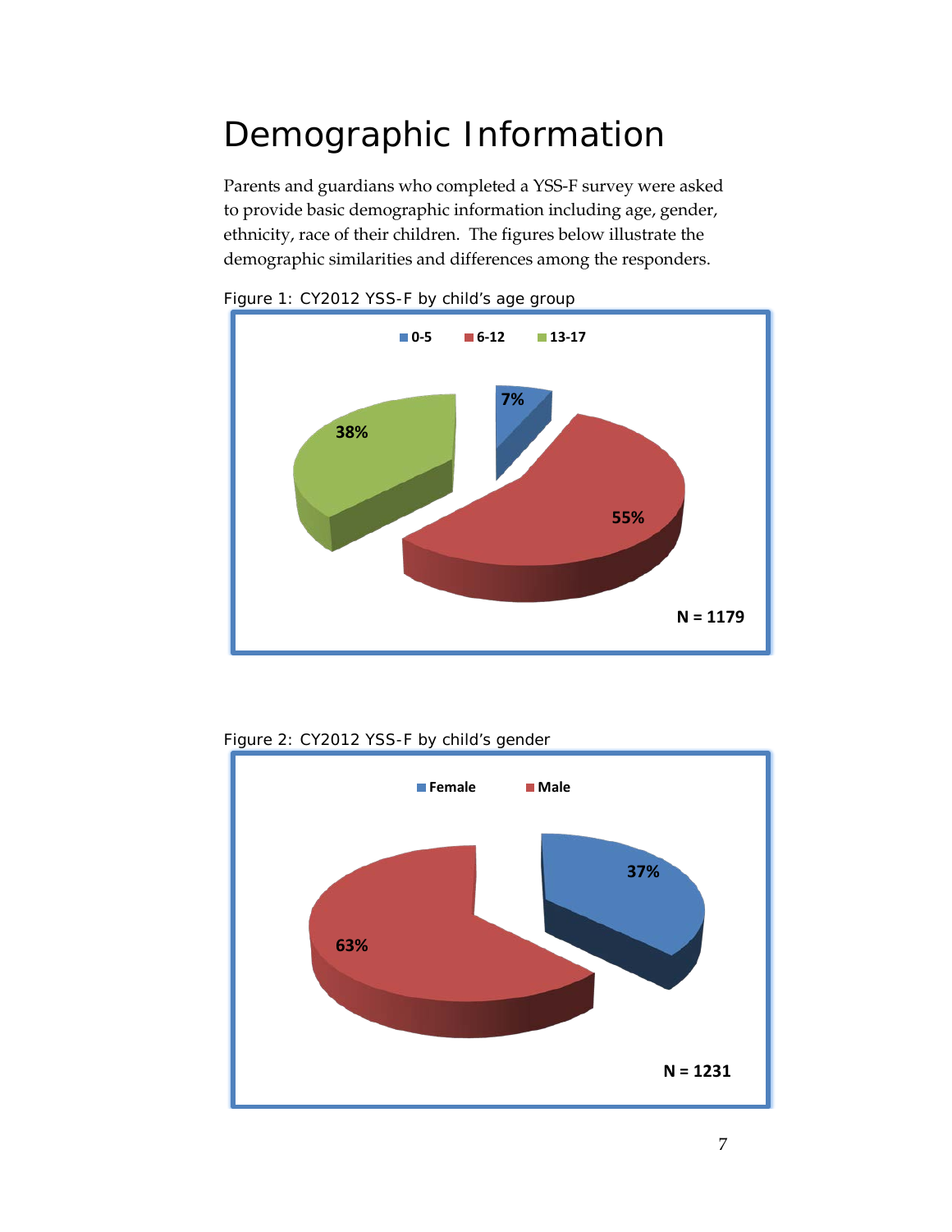# Demographic Information

Parents and guardians who completed a YSS-F survey were asked to provide basic demographic information including age, gender, ethnicity, race of their children. The figures below illustrate the demographic similarities and differences among the responders.

Figure 1: CY2012 YSS-F by child's age group

0-5 | 6-12 | 13-17

7%

38%

55%

N = 1179

Figure 2: CY2012 YSS-F by child's gender

Female | Male

37%

63%

N = 1231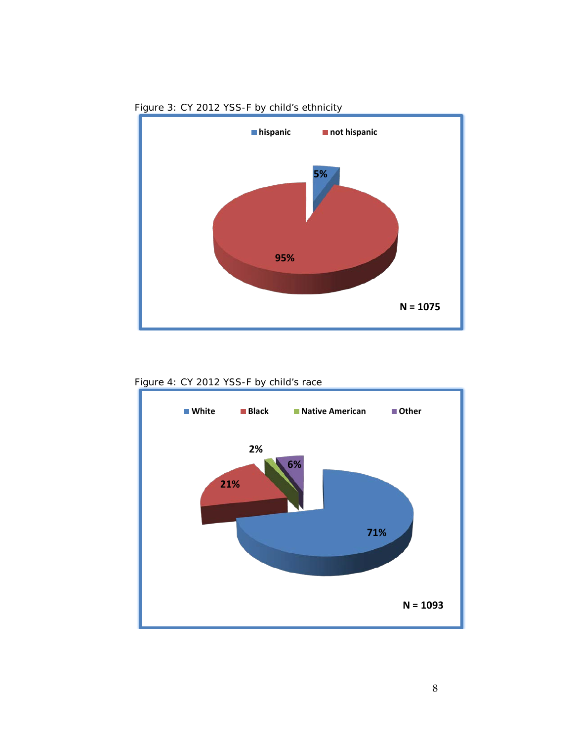Figure 3: CY 2012 YSS-F by child's ethnicity

hispanic | not hispanic

5%

95%

N = 1075

Figure 4: CY 2012 YSS-F by child's race

White | Black | Native American | Other

2%

6%

21%

71%

N = 1093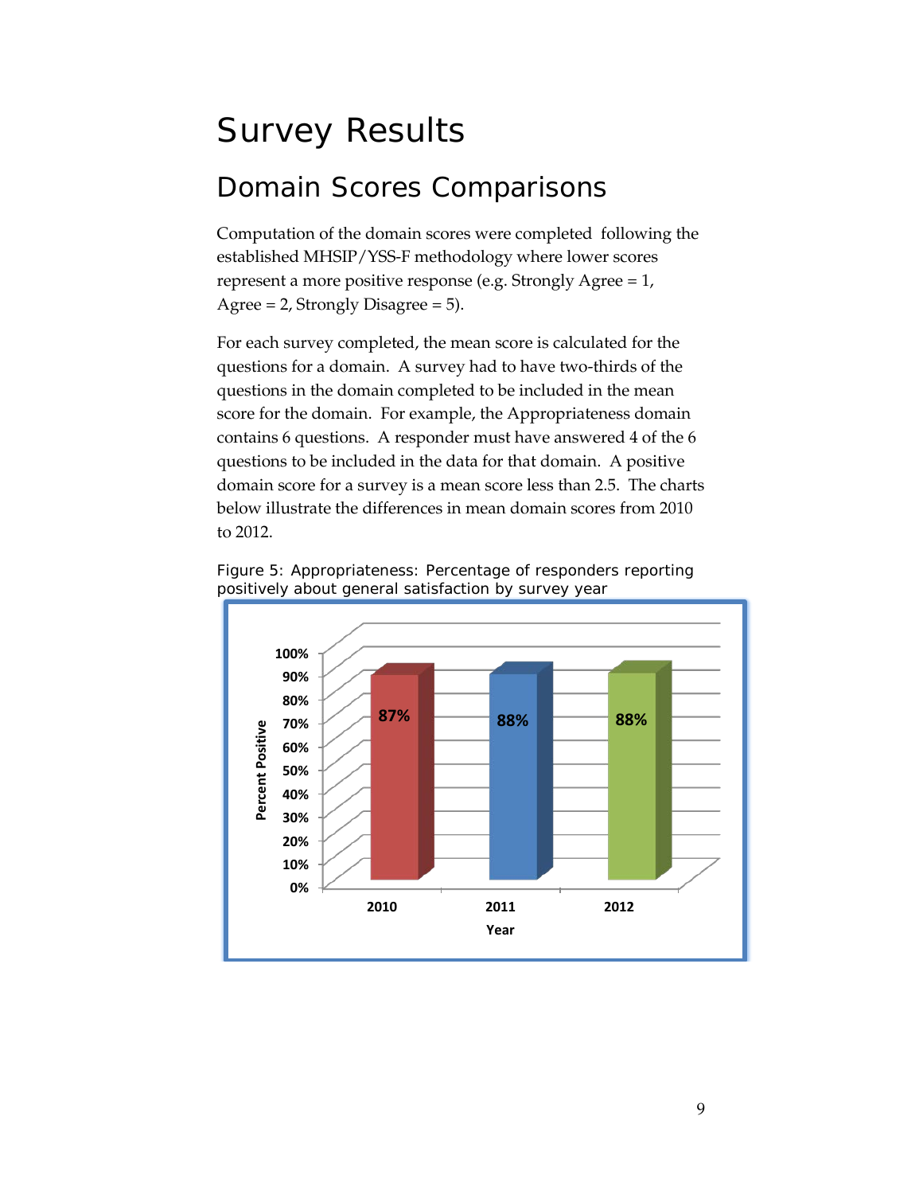# Survey Results

## Domain Scores Comparisons

Computation of the domain scores were completed following the established MHSIP/YSS-F methodology where lower scores represent a more positive response (e.g. Strongly Agree = 1, Agree = 2, Strongly Disagree = 5).

For each survey completed, the mean score is calculated for the questions for a domain. A survey had to have two-thirds of the questions in the domain completed to be included in the mean score for the domain. For example, the Appropriateness domain contains 6 questions. A responder must have answered 4 of the 6 questions to be included in the data for that domain. A positive domain score for a survey is a mean score less than 2.5. The charts below illustrate the differences in mean domain scores from 2010 to 2012.

Figure 5: Appropriateness: Percentage of responders reporting positively about general satisfaction by survey year

| Year | Percent Positive |
|---|---|
| 2010 | 87% |
| 2011 | 88% |
| 2012 | 88% |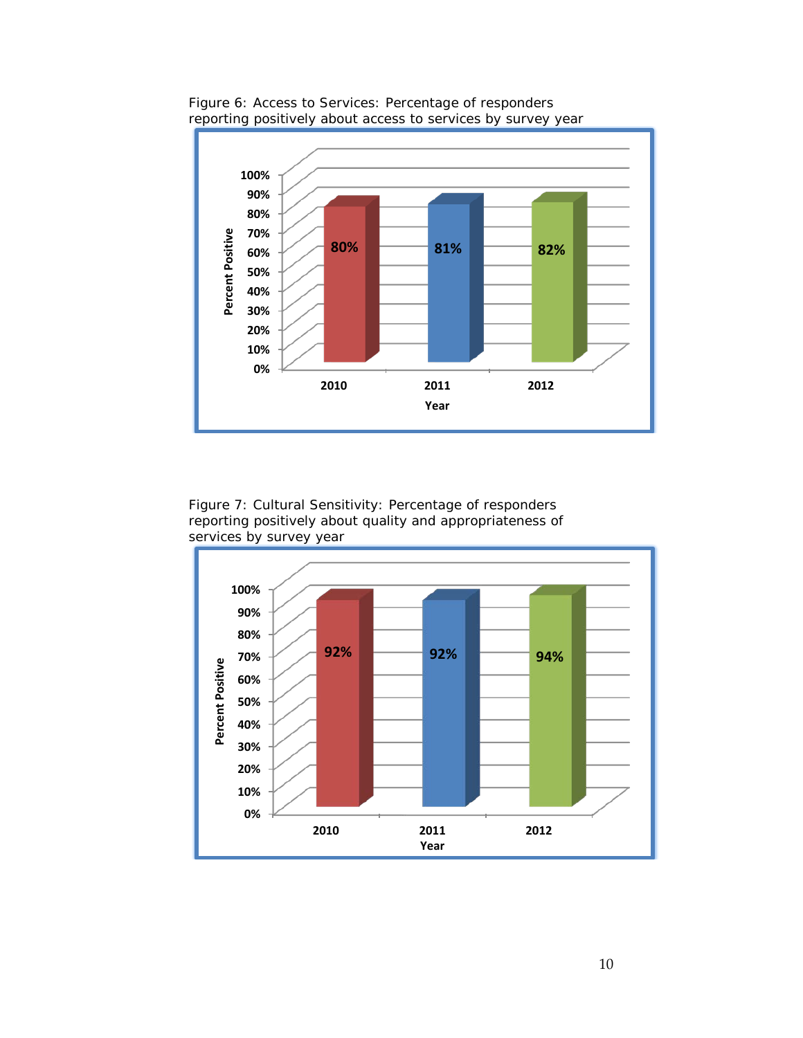Figure 6: Access to Services: Percentage of responders reporting positively about access to services by survey year

| Year | Percent Positive |
|---|---|
| 2010 | 80% |
| 2011 | 81% |
| 2012 | 82% |

Figure 7: Cultural Sensitivity: Percentage of responders reporting positively about quality and appropriateness of services by survey year

| Year | Percent Positive |
|---|---|
| 2010 | 92% |
| 2011 | 92% |
| 2012 | 94% |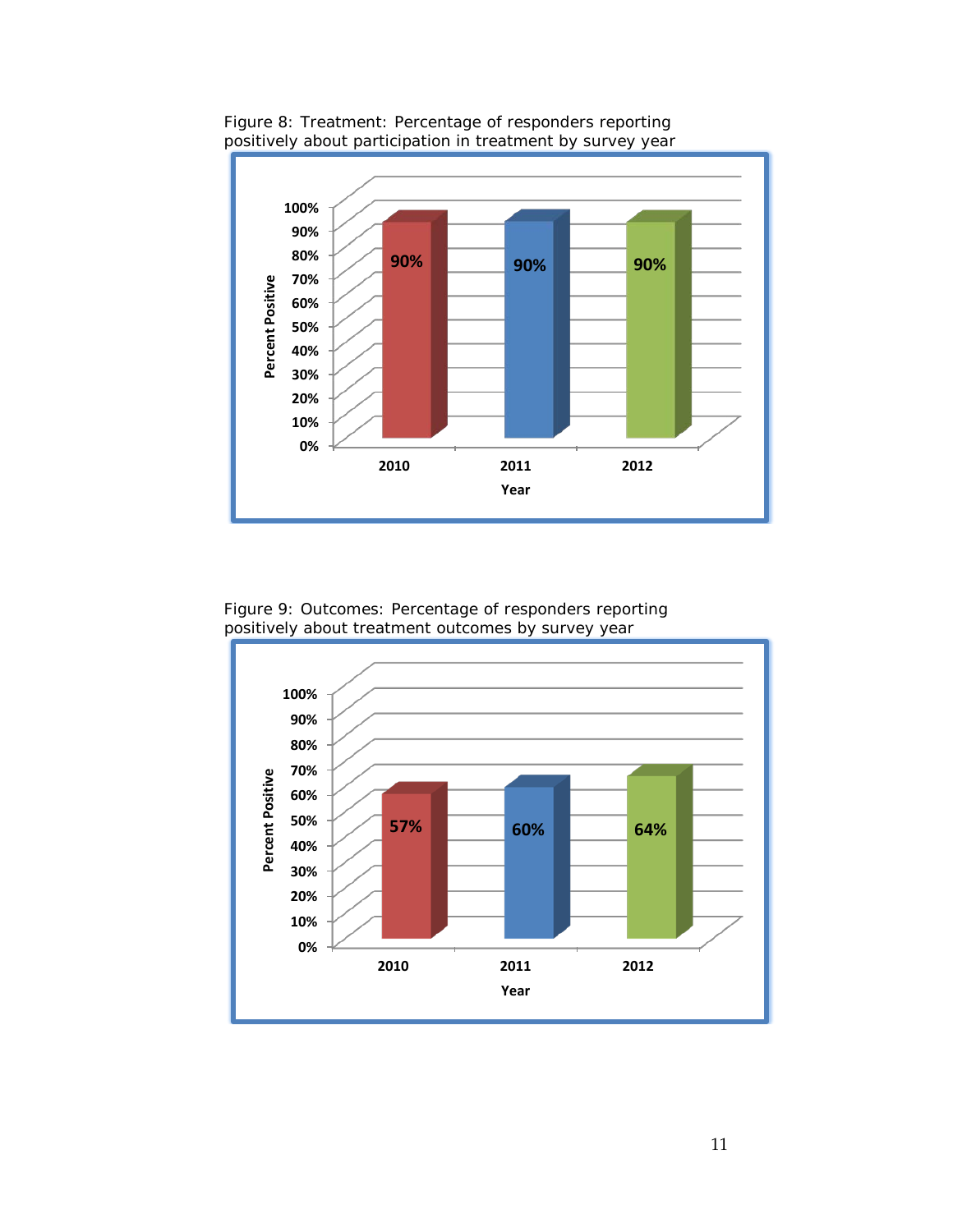Figure 8: Treatment: Percentage of responders reporting positively about participation in treatment by survey year

| Year | Percent Positive |
|---|---|
| 2010 | 90% |
| 2011 | 90% |
| 2012 | 90% |

Figure 9: Outcomes: Percentage of responders reporting positively about treatment outcomes by survey year

| Year | Percent Positive |
|---|---|
| 2010 | 57% |
| 2011 | 60% |
| 2012 | 64% |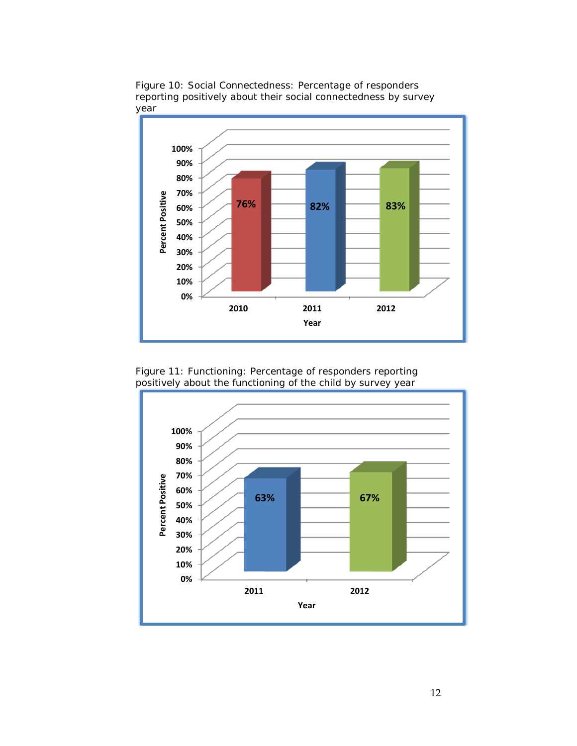Figure 10: Social Connectedness: Percentage of responders reporting positively about their social connectedness by survey year

Figure 11: Functioning: Percentage of responders reporting positively about the functioning of the child by survey year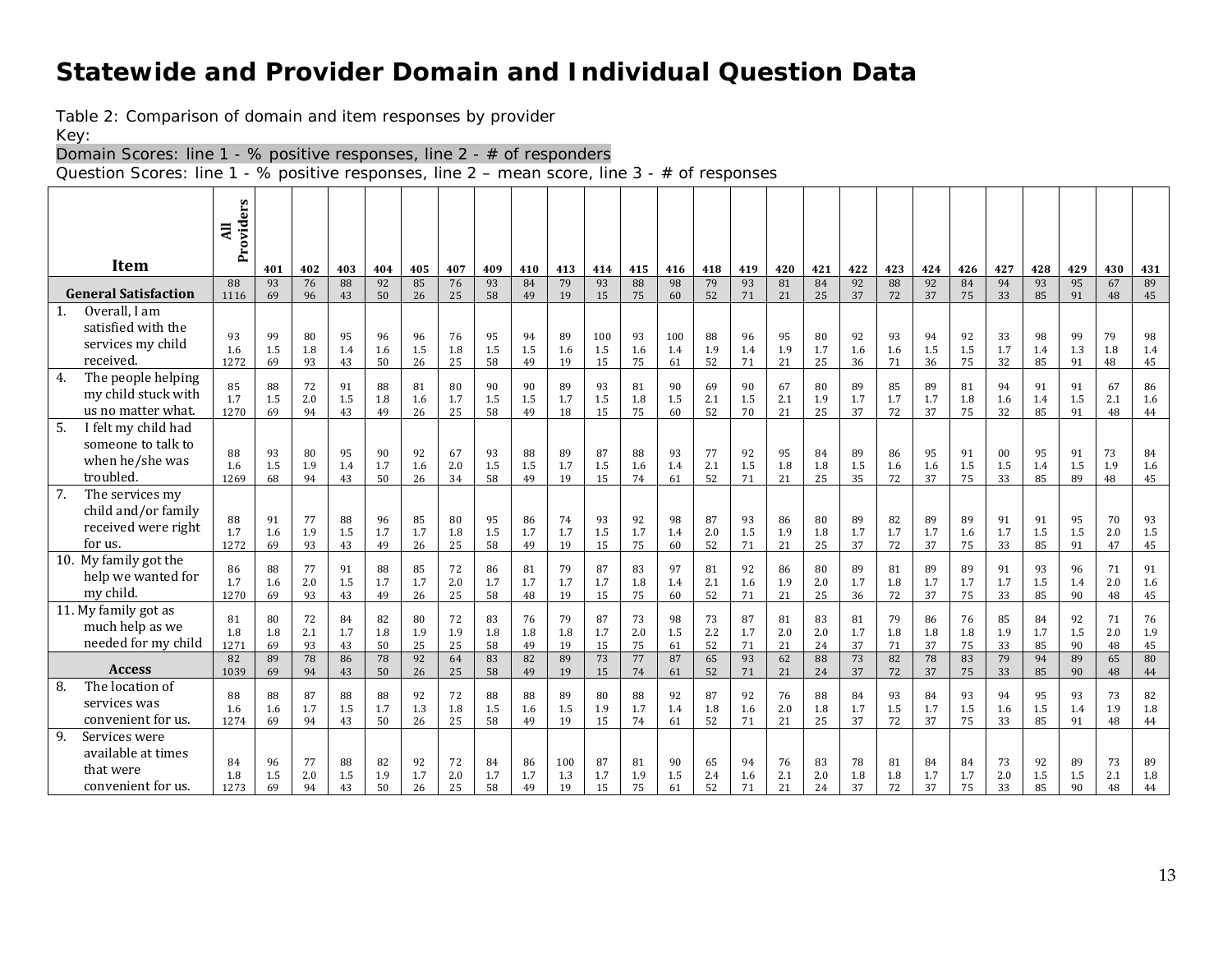# Statewide and Provider Domain and Individual Question Data

Table 2: Comparison of domain and item responses by provider

Key:

Domain Scores: line 1 - % positive responses, line 2 - # of responders

Question Scores: line 1 - % positive responses, line 2 – mean score, line 3 - # of responses

| Item | All Providers | 401 | 402 | 403 | 404 | 405 | 407 | 409 | 410 | 413 | 414 | 415 | 416 | 418 | 419 | 420 | 421 | 422 | 423 | 424 | 426 | 427 | 428 | 429 | 430 | 431 |
|---|---|---|---|---|---|---|---|---|---|---|---|---|---|---|---|---|---|---|---|---|---|---|---|---|---|---|
| **General Satisfaction** | 88<br>1116 | 93<br>69 | 76<br>96 | 88<br>43 | 92<br>50 | 85<br>26 | 76<br>25 | 93<br>58 | 84<br>49 | 79<br>19 | 93<br>15 | 88<br>75 | 98<br>60 | 79<br>52 | 93<br>71 | 81<br>21 | 84<br>25 | 92<br>37 | 88<br>72 | 92<br>37 | 84<br>75 | 94<br>33 | 93<br>85 | 95<br>91 | 67<br>48 | 89<br>45 |
| 1. Overall, I am satisfied with the services my child received. | 93<br>1.6<br>1272 | 99<br>1.5<br>69 | 80<br>1.8<br>93 | 95<br>1.4<br>43 | 96<br>1.6<br>50 | 96<br>1.5<br>26 | 76<br>1.8<br>25 | 95<br>1.5<br>58 | 94<br>1.5<br>49 | 89<br>1.6<br>19 | 100<br>1.5<br>15 | 93<br>1.6<br>75 | 100<br>1.4<br>61 | 88<br>1.9<br>52 | 96<br>1.4<br>71 | 95<br>1.9<br>21 | 80<br>1.7<br>25 | 92<br>1.6<br>36 | 93<br>1.6<br>71 | 94<br>1.5<br>36 | 92<br>1.5<br>75 | 33<br>1.7<br>32 | 98<br>1.4<br>85 | 99<br>1.3<br>91 | 79<br>1.8<br>48 | 98<br>1.4<br>45 |
| 4. The people helping my child stuck with us no matter what. | 85<br>1.7<br>1270 | 88<br>1.5<br>69 | 72<br>2.0<br>94 | 91<br>1.5<br>43 | 88<br>1.8<br>49 | 81<br>1.6<br>26 | 80<br>1.7<br>25 | 90<br>1.5<br>58 | 90<br>1.5<br>49 | 89<br>1.7<br>18 | 93<br>1.5<br>15 | 81<br>1.8<br>75 | 90<br>1.5<br>60 | 69<br>2.1<br>52 | 90<br>1.5<br>70 | 67<br>2.1<br>21 | 80<br>1.9<br>25 | 89<br>1.7<br>37 | 85<br>1.7<br>72 | 89<br>1.7<br>37 | 81<br>1.8<br>75 | 94<br>1.6<br>32 | 91<br>1.4<br>85 | 91<br>1.5<br>91 | 67<br>2.1<br>48 | 86<br>1.6<br>44 |
| 5. I felt my child had someone to talk to when he/she was troubled. | 88<br>1.6<br>1269 | 93<br>1.5<br>68 | 80<br>1.9<br>94 | 95<br>1.4<br>43 | 90<br>1.7<br>50 | 92<br>1.6<br>26 | 67<br>2.0<br>34 | 93<br>1.5<br>58 | 88<br>1.5<br>49 | 89<br>1.7<br>19 | 87<br>1.5<br>15 | 88<br>1.6<br>74 | 93<br>1.4<br>61 | 77<br>2.1<br>52 | 92<br>1.5<br>71 | 95<br>1.8<br>21 | 84<br>1.8<br>25 | 89<br>1.5<br>35 | 86<br>1.6<br>72 | 95<br>1.6<br>37 | 91<br>1.5<br>75 | 00<br>1.5<br>33 | 95<br>1.4<br>85 | 91<br>1.5<br>89 | 73<br>1.9<br>48 | 84<br>1.6<br>45 |
| 7. The services my child and/or family received were right for us. | 88<br>1.7<br>1272 | 91<br>1.6<br>69 | 77<br>1.9<br>93 | 88<br>1.5<br>43 | 96<br>1.7<br>49 | 85<br>1.7<br>26 | 80<br>1.8<br>25 | 95<br>1.5<br>58 | 86<br>1.7<br>49 | 74<br>1.7<br>19 | 93<br>1.5<br>15 | 92<br>1.7<br>75 | 98<br>1.4<br>60 | 87<br>2.0<br>52 | 93<br>1.5<br>71 | 86<br>1.9<br>21 | 80<br>1.8<br>25 | 89<br>1.7<br>37 | 82<br>1.7<br>72 | 89<br>1.7<br>37 | 89<br>1.6<br>75 | 91<br>1.7<br>33 | 91<br>1.5<br>85 | 95<br>1.5<br>91 | 70<br>2.0<br>47 | 93<br>1.5<br>45 |
| 10. My family got the help we wanted for my child. | 86<br>1.7<br>1270 | 88<br>1.6<br>69 | 77<br>2.0<br>93 | 91<br>1.5<br>43 | 88<br>1.7<br>49 | 85<br>1.7<br>26 | 72<br>2.0<br>25 | 86<br>1.7<br>58 | 81<br>1.7<br>48 | 79<br>1.7<br>19 | 87<br>1.7<br>15 | 83<br>1.8<br>75 | 97<br>1.4<br>60 | 81<br>2.1<br>52 | 92<br>1.6<br>71 | 86<br>1.9<br>21 | 80<br>2.0<br>25 | 89<br>1.7<br>36 | 81<br>1.8<br>72 | 89<br>1.7<br>37 | 89<br>1.7<br>75 | 91<br>1.7<br>33 | 93<br>1.5<br>85 | 96<br>1.4<br>90 | 71<br>2.0<br>48 | 91<br>1.6<br>45 |
| 11. My family got as much help as we needed for my child | 81<br>1.8<br>1271 | 80<br>1.8<br>69 | 72<br>2.1<br>93 | 84<br>1.7<br>43 | 82<br>1.8<br>50 | 80<br>1.9<br>25 | 72<br>1.9<br>25 | 83<br>1.8<br>58 | 76<br>1.8<br>49 | 79<br>1.8<br>19 | 87<br>1.7<br>15 | 73<br>2.0<br>75 | 98<br>1.5<br>61 | 73<br>2.2<br>52 | 87<br>1.7<br>71 | 81<br>2.0<br>21 | 83<br>2.0<br>24 | 81<br>1.7<br>37 | 79<br>1.8<br>71 | 86<br>1.8<br>37 | 76<br>1.8<br>75 | 85<br>1.9<br>33 | 84<br>1.7<br>85 | 92<br>1.5<br>90 | 71<br>2.0<br>48 | 76<br>1.9<br>45 |
| **Access** | 82<br>1039 | 89<br>69 | 78<br>94 | 86<br>43 | 78<br>50 | 92<br>26 | 64<br>25 | 83<br>58 | 82<br>49 | 89<br>19 | 73<br>15 | 77<br>74 | 87<br>61 | 65<br>52 | 93<br>71 | 62<br>21 | 88<br>24 | 73<br>37 | 82<br>72 | 78<br>37 | 83<br>75 | 79<br>33 | 94<br>85 | 89<br>90 | 65<br>48 | 80<br>44 |
| 8. The location of services was convenient for us. | 88<br>1.6<br>1274 | 88<br>1.6<br>69 | 87<br>1.7<br>94 | 88<br>1.5<br>43 | 88<br>1.7<br>50 | 92<br>1.3<br>26 | 72<br>1.8<br>25 | 88<br>1.5<br>58 | 88<br>1.6<br>49 | 89<br>1.5<br>19 | 80<br>1.9<br>15 | 88<br>1.7<br>74 | 92<br>1.4<br>61 | 87<br>1.8<br>52 | 92<br>1.6<br>71 | 76<br>2.0<br>21 | 88<br>1.8<br>25 | 84<br>1.7<br>37 | 93<br>1.5<br>72 | 84<br>1.7<br>37 | 93<br>1.5<br>75 | 94<br>1.6<br>33 | 95<br>1.5<br>85 | 93<br>1.4<br>91 | 73<br>1.9<br>48 | 82<br>1.8<br>44 |
| 9. Services were available at times that were convenient for us. | 84<br>1.8<br>1273 | 96<br>1.5<br>69 | 77<br>2.0<br>94 | 88<br>1.5<br>43 | 82<br>1.9<br>50 | 92<br>1.7<br>26 | 72<br>2.0<br>25 | 84<br>1.7<br>58 | 86<br>1.7<br>49 | 100<br>1.3<br>19 | 87<br>1.7<br>15 | 81<br>1.9<br>75 | 90<br>1.5<br>61 | 65<br>2.4<br>52 | 94<br>1.6<br>71 | 76<br>2.1<br>21 | 83<br>2.0<br>24 | 78<br>1.8<br>37 | 81<br>1.8<br>72 | 84<br>1.7<br>37 | 84<br>1.7<br>75 | 73<br>2.0<br>33 | 92<br>1.5<br>85 | 89<br>1.5<br>90 | 73<br>2.1<br>48 | 89<br>1.8<br>44 |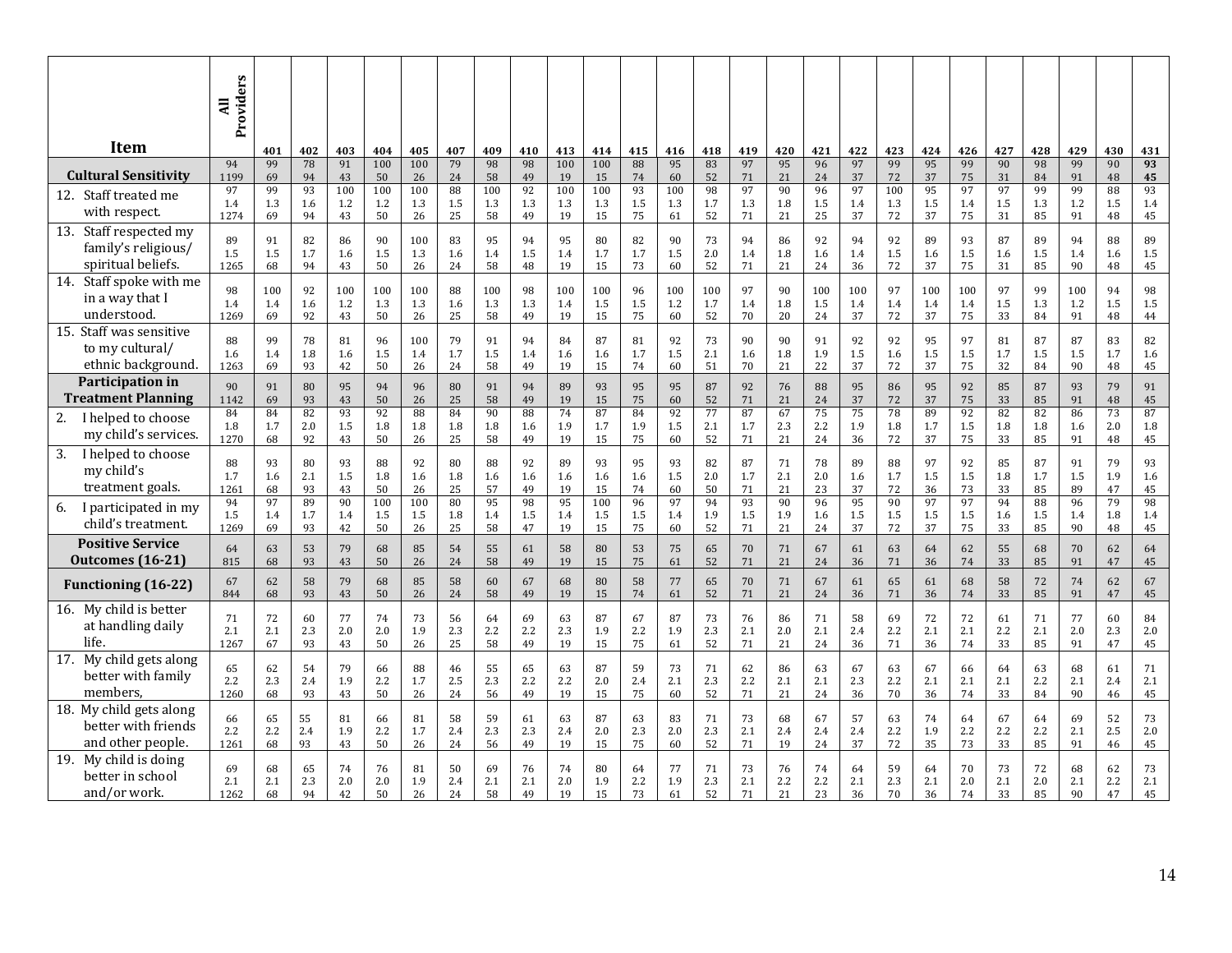| Item | All Providers | 401 | 402 | 403 | 404 | 405 | 407 | 409 | 410 | 413 | 414 | 415 | 416 | 418 | 419 | 420 | 421 | 422 | 423 | 424 | 426 | 427 | 428 | 429 | 430 | 431 |
|---|---|---|---|---|---|---|---|---|---|---|---|---|---|---|---|---|---|---|---|---|---|---|---|---|---|---|
| **Cultural Sensitivity** | 94<br>1199 | 99<br>69 | 78<br>94 | 91<br>43 | 100<br>50 | 100<br>26 | 79<br>24 | 98<br>58 | 98<br>49 | 100<br>19 | 100<br>15 | 88<br>74 | 95<br>60 | 83<br>52 | 97<br>71 | 95<br>21 | 96<br>24 | 97<br>37 | 99<br>72 | 95<br>37 | 99<br>75 | 90<br>31 | 98<br>84 | 99<br>91 | 90<br>48 | **93**<br>**45** |
| 12. Staff treated me with respect. | 97<br>1.4<br>1274 | 99<br>1.3<br>69 | 93<br>1.6<br>94 | 100<br>1.2<br>43 | 100<br>1.2<br>50 | 100<br>1.3<br>26 | 88<br>1.5<br>25 | 100<br>1.3<br>58 | 92<br>1.3<br>49 | 100<br>1.3<br>19 | 100<br>1.3<br>15 | 93<br>1.5<br>75 | 100<br>1.3<br>61 | 98<br>1.7<br>52 | 97<br>1.3<br>71 | 90<br>1.8<br>21 | 96<br>1.5<br>25 | 97<br>1.4<br>37 | 100<br>1.3<br>72 | 95<br>1.5<br>37 | 97<br>1.4<br>75 | 97<br>1.5<br>31 | 99<br>1.3<br>85 | 99<br>1.2<br>91 | 88<br>1.5<br>48 | 93<br>1.4<br>45 |
| 13. Staff respected my family's religious/ spiritual beliefs. | 89<br>1.5<br>1265 | 91<br>1.5<br>68 | 82<br>1.7<br>94 | 86<br>1.6<br>43 | 90<br>1.5<br>50 | 100<br>1.3<br>26 | 83<br>1.6<br>24 | 95<br>1.4<br>58 | 94<br>1.5<br>48 | 95<br>1.4<br>19 | 80<br>1.7<br>15 | 82<br>1.7<br>73 | 90<br>1.5<br>60 | 73<br>2.0<br>52 | 94<br>1.4<br>71 | 86<br>1.8<br>21 | 92<br>1.6<br>24 | 94<br>1.4<br>36 | 92<br>1.5<br>72 | 89<br>1.6<br>37 | 93<br>1.5<br>75 | 87<br>1.6<br>31 | 89<br>1.5<br>85 | 94<br>1.4<br>90 | 88<br>1.6<br>48 | 89<br>1.5<br>45 |
| 14. Staff spoke with me in a way that I understood. | 98<br>1.4<br>1269 | 100<br>1.4<br>69 | 92<br>1.6<br>92 | 100<br>1.2<br>43 | 100<br>1.3<br>50 | 100<br>1.3<br>26 | 88<br>1.6<br>25 | 100<br>1.3<br>58 | 98<br>1.3<br>49 | 100<br>1.4<br>19 | 100<br>1.5<br>15 | 96<br>1.5<br>75 | 100<br>1.2<br>60 | 100<br>1.7<br>52 | 97<br>1.4<br>70 | 90<br>1.8<br>20 | 100<br>1.5<br>24 | 100<br>1.4<br>37 | 97<br>1.4<br>72 | 100<br>1.4<br>37 | 100<br>1.4<br>75 | 97<br>1.5<br>33 | 99<br>1.3<br>84 | 100<br>1.2<br>91 | 94<br>1.5<br>48 | 98<br>1.5<br>44 |
| 15. Staff was sensitive to my cultural/ ethnic background. | 88<br>1.6<br>1263 | 99<br>1.4<br>69 | 78<br>1.8<br>93 | 81<br>1.6<br>42 | 96<br>1.5<br>50 | 100<br>1.4<br>26 | 79<br>1.7<br>24 | 91<br>1.5<br>58 | 94<br>1.4<br>49 | 84<br>1.6<br>19 | 87<br>1.6<br>15 | 81<br>1.7<br>74 | 92<br>1.5<br>60 | 73<br>2.1<br>51 | 90<br>1.6<br>70 | 90<br>1.8<br>21 | 91<br>1.9<br>22 | 92<br>1.5<br>37 | 92<br>1.6<br>72 | 95<br>1.5<br>37 | 97<br>1.5<br>75 | 81<br>1.7<br>32 | 87<br>1.5<br>84 | 87<br>1.5<br>90 | 83<br>1.7<br>48 | 82<br>1.6<br>45 |
| **Participation in Treatment Planning** | 90<br>1142 | 91<br>69 | 80<br>93 | 95<br>43 | 94<br>50 | 96<br>26 | 80<br>25 | 91<br>58 | 94<br>49 | 89<br>19 | 93<br>15 | 95<br>75 | 95<br>60 | 87<br>52 | 92<br>71 | 76<br>21 | 88<br>24 | 95<br>37 | 86<br>72 | 95<br>37 | 92<br>75 | 85<br>33 | 87<br>85 | 93<br>91 | 79<br>48 | 91<br>45 |
| 2. I helped to choose my child's services. | 84<br>1.8<br>1270 | 84<br>1.7<br>68 | 82<br>2.0<br>92 | 93<br>1.5<br>43 | 92<br>1.8<br>50 | 88<br>1.8<br>26 | 84<br>1.8<br>25 | 90<br>1.8<br>58 | 88<br>1.6<br>49 | 74<br>1.9<br>19 | 87<br>1.7<br>15 | 84<br>1.9<br>75 | 92<br>1.5<br>60 | 77<br>2.1<br>52 | 87<br>1.7<br>71 | 67<br>2.3<br>21 | 75<br>2.2<br>24 | 75<br>1.9<br>36 | 78<br>1.8<br>72 | 89<br>1.7<br>37 | 92<br>1.5<br>75 | 82<br>1.8<br>33 | 82<br>1.8<br>85 | 86<br>1.6<br>91 | 73<br>2.0<br>48 | 87<br>1.8<br>45 |
| 3. I helped to choose my child's treatment goals. | 88<br>1.7<br>1261 | 93<br>1.6<br>68 | 80<br>2.1<br>93 | 93<br>1.5<br>43 | 88<br>1.8<br>50 | 92<br>1.6<br>26 | 80<br>1.8<br>25 | 88<br>1.6<br>57 | 92<br>1.6<br>49 | 89<br>1.6<br>19 | 93<br>1.6<br>15 | 95<br>1.6<br>74 | 93<br>1.5<br>60 | 82<br>2.0<br>50 | 87<br>1.7<br>71 | 71<br>2.1<br>21 | 78<br>2.0<br>23 | 89<br>1.6<br>37 | 88<br>1.7<br>72 | 97<br>1.5<br>36 | 92<br>1.5<br>73 | 85<br>1.8<br>33 | 87<br>1.7<br>85 | 91<br>1.5<br>89 | 79<br>1.9<br>47 | 93<br>1.6<br>45 |
| 6. I participated in my child's treatment. | 94<br>1.5<br>1269 | 97<br>1.4<br>69 | 89<br>1.7<br>93 | 90<br>1.4<br>42 | 100<br>1.5<br>50 | 100<br>1.5<br>26 | 80<br>1.8<br>25 | 95<br>1.4<br>58 | 98<br>1.5<br>47 | 95<br>1.4<br>19 | 100<br>1.5<br>15 | 96<br>1.5<br>75 | 97<br>1.4<br>60 | 94<br>1.9<br>52 | 93<br>1.5<br>71 | 90<br>1.9<br>21 | 96<br>1.6<br>24 | 95<br>1.5<br>37 | 90<br>1.5<br>72 | 97<br>1.5<br>37 | 97<br>1.5<br>75 | 94<br>1.6<br>33 | 88<br>1.5<br>85 | 96<br>1.4<br>90 | 79<br>1.8<br>48 | 98<br>1.4<br>45 |
| **Positive Service Outcomes (16-21)** | 64<br>815 | 63<br>68 | 53<br>93 | 79<br>43 | 68<br>50 | 85<br>26 | 54<br>24 | 55<br>58 | 61<br>49 | 58<br>19 | 80<br>15 | 53<br>75 | 75<br>61 | 65<br>52 | 70<br>71 | 71<br>21 | 67<br>24 | 61<br>36 | 63<br>71 | 64<br>36 | 62<br>74 | 55<br>33 | 68<br>85 | 70<br>91 | 62<br>47 | 64<br>45 |
| **Functioning (16-22)** | 67<br>844 | 62<br>68 | 58<br>93 | 79<br>43 | 68<br>50 | 85<br>26 | 58<br>24 | 60<br>58 | 67<br>49 | 68<br>19 | 80<br>15 | 58<br>74 | 77<br>61 | 65<br>52 | 70<br>71 | 71<br>21 | 67<br>24 | 61<br>36 | 65<br>71 | 61<br>36 | 68<br>74 | 58<br>33 | 72<br>85 | 74<br>91 | 62<br>47 | 67<br>45 |
| 16. My child is better at handling daily life. | 71<br>2.1<br>1267 | 72<br>2.1<br>67 | 60<br>2.3<br>93 | 77<br>2.0<br>43 | 74<br>2.0<br>50 | 73<br>1.9<br>26 | 56<br>2.3<br>25 | 64<br>2.2<br>58 | 69<br>2.2<br>49 | 63<br>2.3<br>19 | 87<br>1.9<br>15 | 67<br>2.2<br>75 | 87<br>1.9<br>61 | 73<br>2.3<br>52 | 76<br>2.1<br>71 | 86<br>2.0<br>21 | 71<br>2.1<br>24 | 58<br>2.4<br>36 | 69<br>2.2<br>71 | 72<br>2.1<br>36 | 72<br>2.1<br>74 | 61<br>2.2<br>33 | 71<br>2.1<br>85 | 77<br>2.0<br>91 | 60<br>2.3<br>47 | 84<br>2.0<br>45 |
| 17. My child gets along better with family members, | 65<br>2.2<br>1260 | 62<br>2.3<br>68 | 54<br>2.4<br>93 | 79<br>1.9<br>43 | 66<br>2.2<br>50 | 88<br>1.7<br>26 | 46<br>2.5<br>24 | 55<br>2.3<br>56 | 65<br>2.2<br>49 | 63<br>2.2<br>19 | 87<br>2.0<br>15 | 59<br>2.4<br>75 | 73<br>2.1<br>60 | 71<br>2.3<br>52 | 62<br>2.2<br>71 | 86<br>2.1<br>21 | 63<br>2.1<br>24 | 67<br>2.3<br>36 | 63<br>2.2<br>70 | 67<br>2.1<br>36 | 66<br>2.1<br>74 | 64<br>2.1<br>33 | 63<br>2.2<br>84 | 68<br>2.1<br>90 | 61<br>2.4<br>46 | 71<br>2.1<br>45 |
| 18. My child gets along better with friends and other people. | 66<br>2.2<br>1261 | 65<br>2.2<br>68 | 55<br>2.4<br>93 | 81<br>1.9<br>43 | 66<br>2.2<br>50 | 81<br>1.7<br>26 | 58<br>2.4<br>24 | 59<br>2.3<br>56 | 61<br>2.3<br>49 | 63<br>2.4<br>19 | 87<br>2.0<br>15 | 63<br>2.3<br>75 | 83<br>2.0<br>60 | 71<br>2.3<br>52 | 73<br>2.1<br>71 | 68<br>2.4<br>19 | 67<br>2.4<br>24 | 57<br>2.4<br>37 | 63<br>2.2<br>72 | 74<br>1.9<br>35 | 64<br>2.2<br>73 | 67<br>2.2<br>33 | 64<br>2.2<br>85 | 69<br>2.1<br>91 | 52<br>2.5<br>46 | 73<br>2.0<br>45 |
| 19. My child is doing better in school and/or work. | 69<br>2.1<br>1262 | 68<br>2.1<br>68 | 65<br>2.3<br>94 | 74<br>2.0<br>42 | 76<br>2.0<br>50 | 81<br>1.9<br>26 | 50<br>2.4<br>24 | 69<br>2.1<br>58 | 76<br>2.1<br>49 | 74<br>2.0<br>19 | 80<br>1.9<br>15 | 64<br>2.2<br>73 | 77<br>1.9<br>61 | 71<br>2.3<br>52 | 73<br>2.1<br>71 | 76<br>2.2<br>21 | 74<br>2.2<br>23 | 64<br>2.1<br>36 | 59<br>2.3<br>70 | 64<br>2.1<br>36 | 70<br>2.0<br>74 | 73<br>2.1<br>33 | 72<br>2.0<br>85 | 68<br>2.1<br>90 | 62<br>2.2<br>47 | 73<br>2.1<br>45 |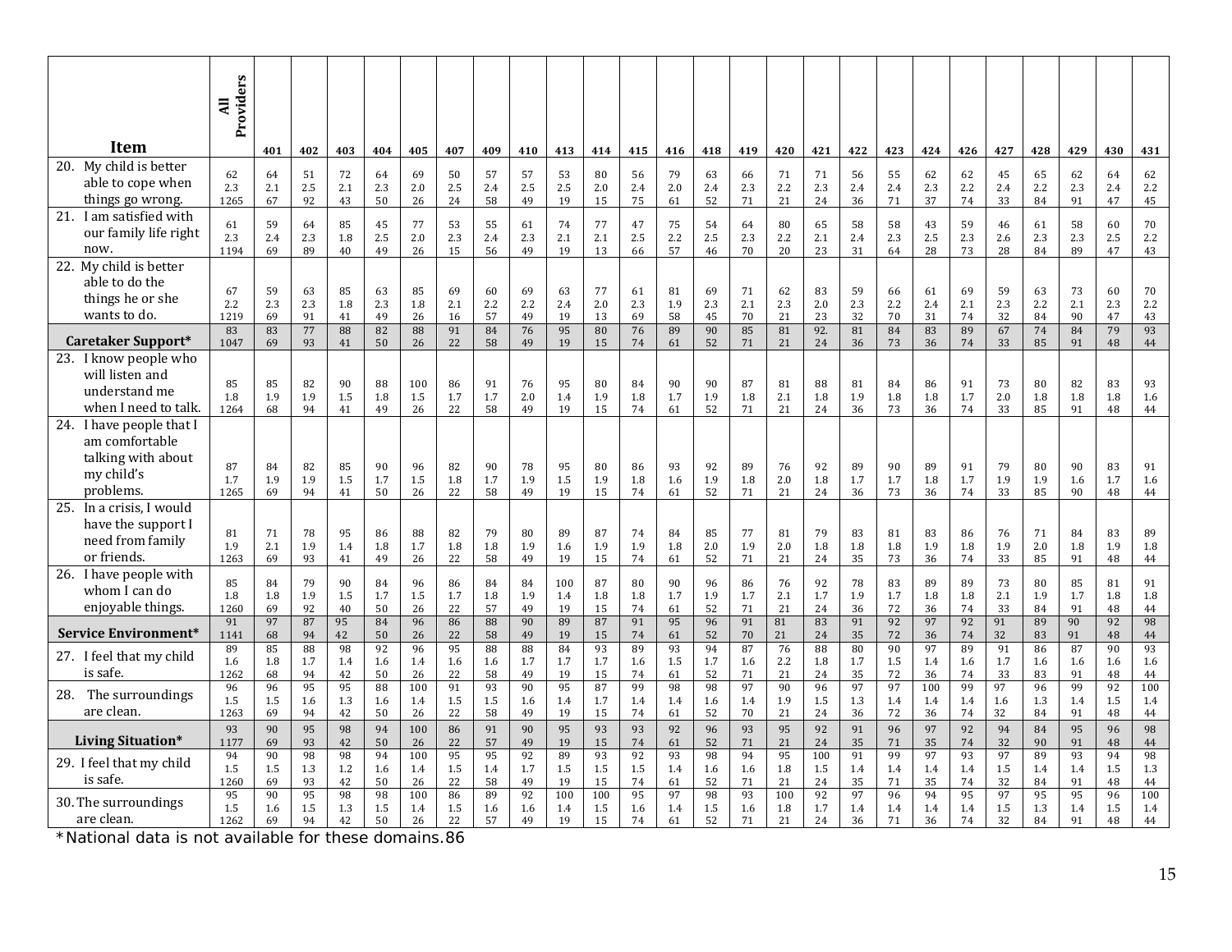| Item | All Providers | 401 | 402 | 403 | 404 | 405 | 407 | 409 | 410 | 413 | 414 | 415 | 416 | 418 | 419 | 420 | 421 | 422 | 423 | 424 | 426 | 427 | 428 | 429 | 430 | 431 |
|---|---|---|---|---|---|---|---|---|---|---|---|---|---|---|---|---|---|---|---|---|---|---|---|---|---|---|
| 20. My child is better able to cope when things go wrong. | 62<br>2.3<br>1265 | 64<br>2.1<br>67 | 51<br>2.5<br>92 | 72<br>2.1<br>43 | 64<br>2.3<br>50 | 69<br>2.0<br>26 | 50<br>2.5<br>24 | 57<br>2.4<br>58 | 57<br>2.5<br>49 | 53<br>2.5<br>19 | 80<br>2.0<br>15 | 56<br>2.4<br>75 | 79<br>2.0<br>61 | 63<br>2.4<br>52 | 66<br>2.3<br>71 | 71<br>2.2<br>21 | 71<br>2.3<br>24 | 56<br>2.4<br>36 | 55<br>2.4<br>71 | 62<br>2.3<br>37 | 62<br>2.2<br>74 | 45<br>2.4<br>33 | 65<br>2.2<br>84 | 62<br>2.3<br>91 | 64<br>2.4<br>47 | 62<br>2.2<br>45 |
| 21. I am satisfied with our family life right now. | 61<br>2.3<br>1194 | 59<br>2.4<br>69 | 64<br>2.3<br>89 | 85<br>1.8<br>40 | 45<br>2.5<br>49 | 77<br>2.0<br>26 | 53<br>2.3<br>15 | 55<br>2.4<br>56 | 61<br>2.3<br>49 | 74<br>2.1<br>19 | 77<br>2.1<br>13 | 47<br>2.5<br>66 | 75<br>2.2<br>57 | 54<br>2.5<br>46 | 64<br>2.3<br>70 | 80<br>2.2<br>20 | 65<br>2.1<br>23 | 58<br>2.4<br>31 | 58<br>2.3<br>64 | 43<br>2.5<br>28 | 59<br>2.3<br>73 | 46<br>2.6<br>28 | 61<br>2.3<br>84 | 58<br>2.3<br>89 | 60<br>2.5<br>47 | 70<br>2.2<br>43 |
| 22. My child is better able to do the things he or she wants to do. | 67<br>2.2<br>1219 | 59<br>2.3<br>69 | 63<br>2.3<br>91 | 85<br>1.8<br>41 | 63<br>2.3<br>49 | 85<br>1.8<br>26 | 69<br>2.1<br>16 | 60<br>2.2<br>57 | 69<br>2.2<br>49 | 63<br>2.4<br>19 | 77<br>2.0<br>13 | 61<br>2.3<br>69 | 81<br>1.9<br>58 | 69<br>2.3<br>45 | 71<br>2.1<br>70 | 62<br>2.3<br>21 | 83<br>2.0<br>23 | 59<br>2.3<br>32 | 66<br>2.2<br>70 | 61<br>2.4<br>31 | 69<br>2.1<br>74 | 59<br>2.3<br>32 | 63<br>2.2<br>84 | 73<br>2.1<br>90 | 60<br>2.3<br>47 | 70<br>2.2<br>43 |
| **Caretaker Support*** | 83<br>1047 | 83<br>69 | 77<br>93 | 88<br>41 | 82<br>50 | 88<br>26 | 91<br>22 | 84<br>58 | 76<br>49 | 95<br>19 | 80<br>15 | 76<br>74 | 89<br>61 | 90<br>52 | 85<br>71 | 81<br>21 | 92.<br>24 | 81<br>36 | 84<br>73 | 83<br>36 | 89<br>74 | 67<br>33 | 74<br>85 | 84<br>91 | 79<br>48 | 93<br>44 |
| 23. I know people who will listen and understand me when I need to talk. | 85<br>1.8<br>1264 | 85<br>1.9<br>68 | 82<br>1.9<br>94 | 90<br>1.5<br>41 | 88<br>1.8<br>49 | 100<br>1.5<br>26 | 86<br>1.7<br>22 | 91<br>1.7<br>58 | 76<br>2.0<br>49 | 95<br>1.4<br>19 | 80<br>1.9<br>15 | 84<br>1.8<br>74 | 90<br>1.7<br>61 | 90<br>1.9<br>52 | 87<br>1.8<br>71 | 81<br>2.1<br>21 | 88<br>1.8<br>24 | 81<br>1.9<br>36 | 84<br>1.8<br>73 | 86<br>1.8<br>36 | 91<br>1.7<br>74 | 73<br>2.0<br>33 | 80<br>1.8<br>85 | 82<br>1.8<br>91 | 83<br>1.8<br>48 | 93<br>1.6<br>44 |
| 24. I have people that I am comfortable talking with about my child's problems. | 87<br>1.7<br>1265 | 84<br>1.9<br>69 | 82<br>1.9<br>94 | 85<br>1.5<br>41 | 90<br>1.7<br>50 | 96<br>1.5<br>26 | 82<br>1.8<br>22 | 90<br>1.7<br>58 | 78<br>1.9<br>49 | 95<br>1.5<br>19 | 80<br>1.9<br>15 | 86<br>1.8<br>74 | 93<br>1.6<br>61 | 92<br>1.9<br>52 | 89<br>1.8<br>71 | 76<br>2.0<br>21 | 92<br>1.8<br>24 | 89<br>1.7<br>36 | 90<br>1.7<br>73 | 89<br>1.8<br>36 | 91<br>1.7<br>74 | 79<br>1.9<br>33 | 80<br>1.9<br>85 | 90<br>1.6<br>90 | 83<br>1.7<br>48 | 91<br>1.6<br>44 |
| 25. In a crisis, I would have the support I need from family or friends. | 81<br>1.9<br>1263 | 71<br>2.1<br>69 | 78<br>1.9<br>93 | 95<br>1.4<br>41 | 86<br>1.8<br>49 | 88<br>1.7<br>26 | 82<br>1.8<br>22 | 79<br>1.8<br>58 | 80<br>1.9<br>49 | 89<br>1.6<br>19 | 87<br>1.9<br>15 | 74<br>1.9<br>74 | 84<br>1.8<br>61 | 85<br>2.0<br>52 | 77<br>1.9<br>71 | 81<br>2.0<br>21 | 79<br>1.8<br>24 | 83<br>1.8<br>35 | 81<br>1.8<br>73 | 83<br>1.9<br>36 | 86<br>1.8<br>74 | 76<br>1.9<br>33 | 71<br>2.0<br>85 | 84<br>1.8<br>91 | 83<br>1.9<br>48 | 89<br>1.8<br>44 |
| 26. I have people with whom I can do enjoyable things. | 85<br>1.8<br>1260 | 84<br>1.8<br>69 | 79<br>1.9<br>92 | 90<br>1.5<br>40 | 84<br>1.7<br>50 | 96<br>1.5<br>26 | 86<br>1.7<br>22 | 84<br>1.8<br>57 | 84<br>1.9<br>49 | 100<br>1.4<br>19 | 87<br>1.8<br>15 | 80<br>1.8<br>74 | 90<br>1.7<br>61 | 96<br>1.9<br>52 | 86<br>1.7<br>71 | 76<br>2.1<br>21 | 92<br>1.7<br>24 | 78<br>1.9<br>36 | 83<br>1.7<br>72 | 89<br>1.8<br>36 | 89<br>1.8<br>74 | 73<br>2.1<br>33 | 80<br>1.9<br>84 | 85<br>1.7<br>91 | 81<br>1.8<br>48 | 91<br>1.8<br>44 |
| **Service Environment*** | 91<br>1141 | 97<br>68 | 87<br>94 | 95<br>42 | 84<br>50 | 96<br>26 | 86<br>22 | 88<br>58 | 90<br>49 | 89<br>19 | 87<br>15 | 91<br>74 | 95<br>61 | 96<br>52 | 91<br>70 | 81<br>21 | 83<br>24 | 91<br>35 | 92<br>72 | 97<br>36 | 92<br>74 | 91<br>32 | 89<br>83 | 90<br>91 | 92<br>48 | 98<br>44 |
| 27. I feel that my child is safe. | 89<br>1.6<br>1262 | 85<br>1.8<br>68 | 88<br>1.7<br>94 | 98<br>1.4<br>42 | 92<br>1.6<br>50 | 96<br>1.4<br>26 | 95<br>1.6<br>22 | 88<br>1.6<br>58 | 88<br>1.7<br>49 | 84<br>1.7<br>19 | 93<br>1.7<br>15 | 89<br>1.6<br>74 | 93<br>1.5<br>61 | 94<br>1.7<br>52 | 87<br>1.6<br>71 | 76<br>2.2<br>21 | 88<br>1.8<br>24 | 80<br>1.7<br>35 | 90<br>1.5<br>72 | 97<br>1.4<br>36 | 89<br>1.6<br>74 | 91<br>1.7<br>33 | 86<br>1.6<br>83 | 87<br>1.6<br>91 | 90<br>1.6<br>48 | 93<br>1.6<br>44 |
| 28. The surroundings are clean. | 96<br>1.5<br>1263 | 96<br>1.5<br>69 | 95<br>1.6<br>94 | 95<br>1.3<br>42 | 88<br>1.6<br>50 | 100<br>1.4<br>26 | 91<br>1.5<br>22 | 93<br>1.5<br>58 | 90<br>1.6<br>49 | 95<br>1.4<br>19 | 87<br>1.7<br>15 | 99<br>1.4<br>74 | 98<br>1.4<br>61 | 98<br>1.6<br>52 | 97<br>1.4<br>70 | 90<br>1.9<br>21 | 96<br>1.5<br>24 | 97<br>1.3<br>36 | 97<br>1.4<br>72 | 100<br>1.4<br>36 | 99<br>1.4<br>74 | 97<br>1.6<br>32 | 96<br>1.3<br>84 | 99<br>1.4<br>91 | 92<br>1.5<br>48 | 100<br>1.4<br>44 |
| **Living Situation*** | 93<br>1177 | 90<br>69 | 95<br>93 | 98<br>42 | 94<br>50 | 100<br>26 | 86<br>22 | 91<br>57 | 90<br>49 | 95<br>19 | 93<br>15 | 93<br>74 | 92<br>61 | 96<br>52 | 93<br>71 | 95<br>21 | 92<br>24 | 91<br>35 | 96<br>71 | 97<br>35 | 92<br>74 | 94<br>32 | 84<br>90 | 95<br>91 | 96<br>48 | 98<br>44 |
| 29. I feel that my child is safe. | 94<br>1.5<br>1260 | 90<br>1.5<br>69 | 98<br>1.3<br>93 | 98<br>1.2<br>42 | 94<br>1.6<br>50 | 100<br>1.4<br>26 | 95<br>1.5<br>22 | 95<br>1.4<br>58 | 92<br>1.7<br>49 | 89<br>1.5<br>19 | 93<br>1.5<br>15 | 92<br>1.5<br>74 | 93<br>1.4<br>61 | 98<br>1.6<br>52 | 94<br>1.6<br>71 | 95<br>1.8<br>21 | 100<br>1.5<br>24 | 91<br>1.4<br>35 | 99<br>1.4<br>71 | 97<br>1.4<br>35 | 93<br>1.4<br>74 | 97<br>1.5<br>32 | 89<br>1.4<br>84 | 93<br>1.4<br>91 | 94<br>1.5<br>48 | 98<br>1.3<br>44 |
| 30. The surroundings are clean. | 95<br>1.5<br>1262 | 90<br>1.6<br>69 | 95<br>1.5<br>94 | 98<br>1.3<br>42 | 98<br>1.5<br>50 | 100<br>1.4<br>26 | 86<br>1.5<br>22 | 89<br>1.6<br>57 | 92<br>1.6<br>49 | 100<br>1.4<br>19 | 100<br>1.5<br>15 | 95<br>1.6<br>74 | 97<br>1.4<br>61 | 98<br>1.5<br>52 | 93<br>1.6<br>71 | 100<br>1.8<br>21 | 92<br>1.7<br>24 | 97<br>1.4<br>36 | 96<br>1.4<br>71 | 94<br>1.4<br>36 | 95<br>1.4<br>74 | 97<br>1.5<br>32 | 95<br>1.3<br>84 | 95<br>1.4<br>91 | 96<br>1.5<br>48 | 100<br>1.4<br>44 |

*National data is not available for these domains.86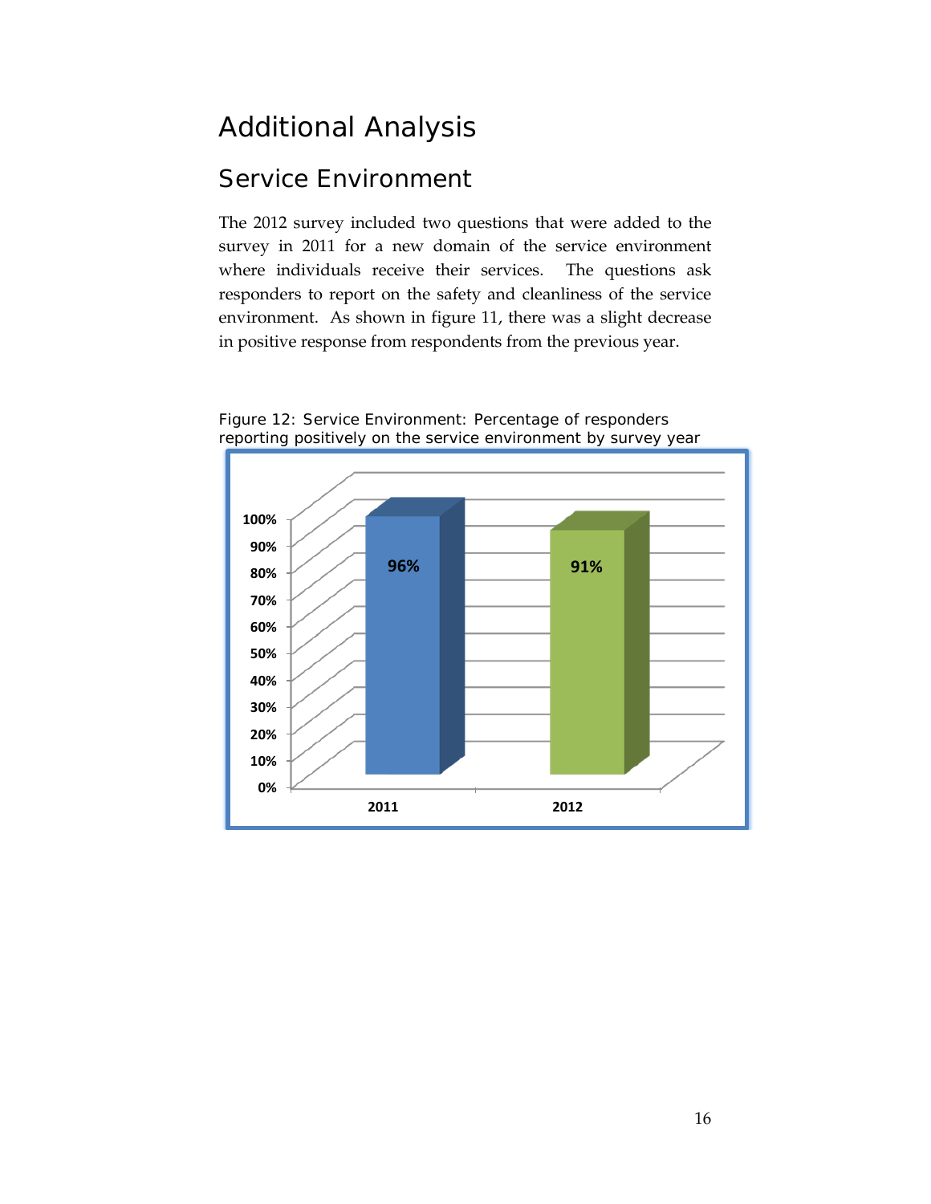# Additional Analysis

## Service Environment

The 2012 survey included two questions that were added to the survey in 2011 for a new domain of the service environment where individuals receive their services. The questions ask responders to report on the safety and cleanliness of the service environment. As shown in figure 11, there was a slight decrease in positive response from respondents from the previous year.

Figure 12: Service Environment: Percentage of responders reporting positively on the service environment by survey year

| Survey year | Percentage |
|---|---|
| 2011 | 96% |
| 2012 | 91% |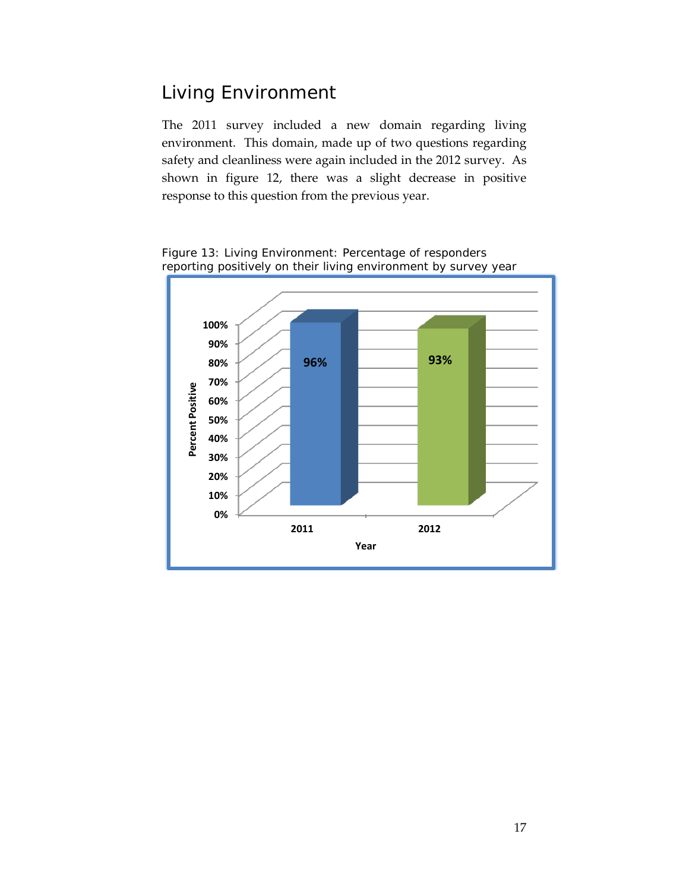## Living Environment

The 2011 survey included a new domain regarding living environment. This domain, made up of two questions regarding safety and cleanliness were again included in the 2012 survey. As shown in figure 12, there was a slight decrease in positive response to this question from the previous year.

Figure 13: Living Environment: Percentage of responders reporting positively on their living environment by survey year

| Year | Percent Positive |
| --- | --- |
| 2011 | 96% |
| 2012 | 93% |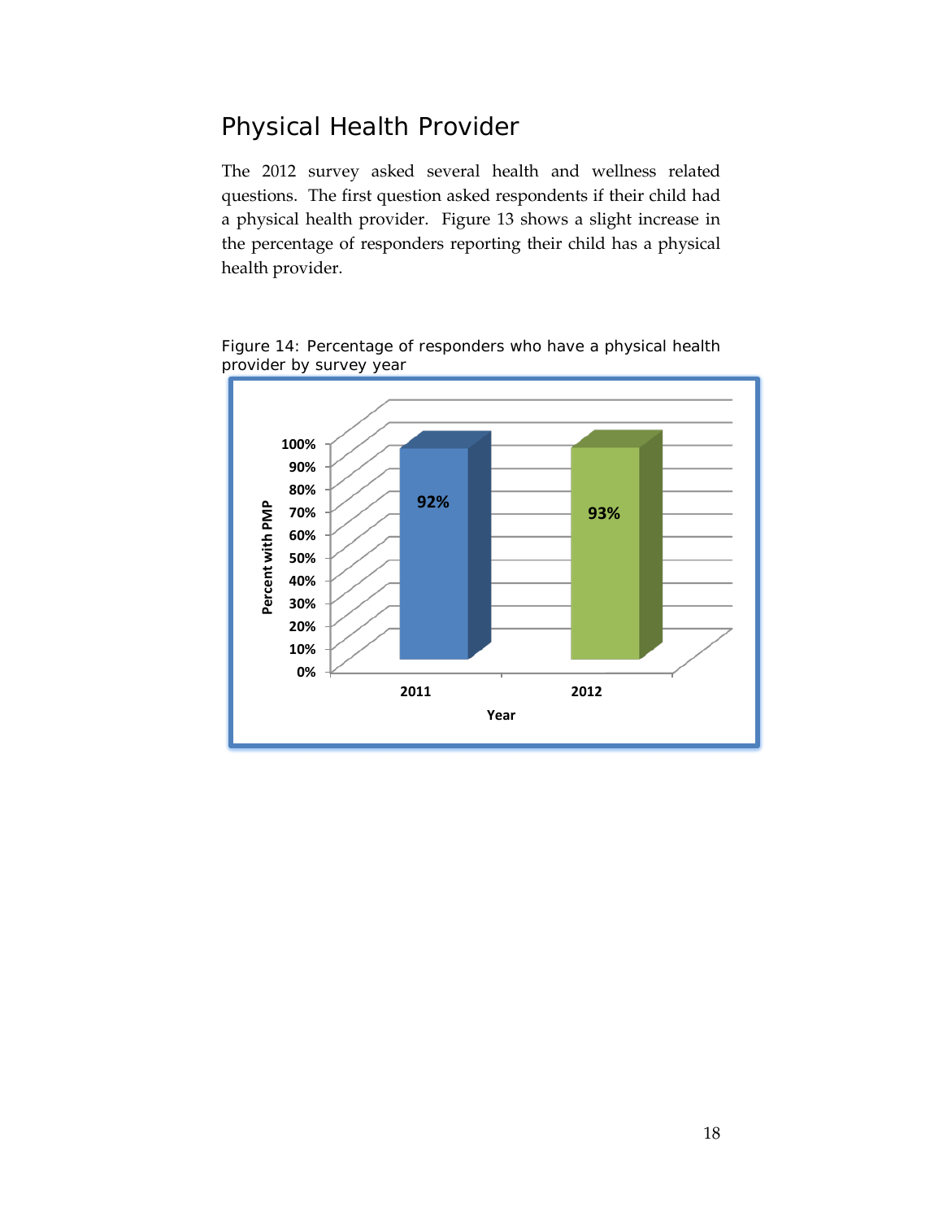## Physical Health Provider

The 2012 survey asked several health and wellness related questions. The first question asked respondents if their child had a physical health provider. Figure 13 shows a slight increase in the percentage of responders reporting their child has a physical health provider.

Figure 14: Percentage of responders who have a physical health provider by survey year

| Year | Percent with PMP |
|---|---|
| 2011 | 92% |
| 2012 | 93% |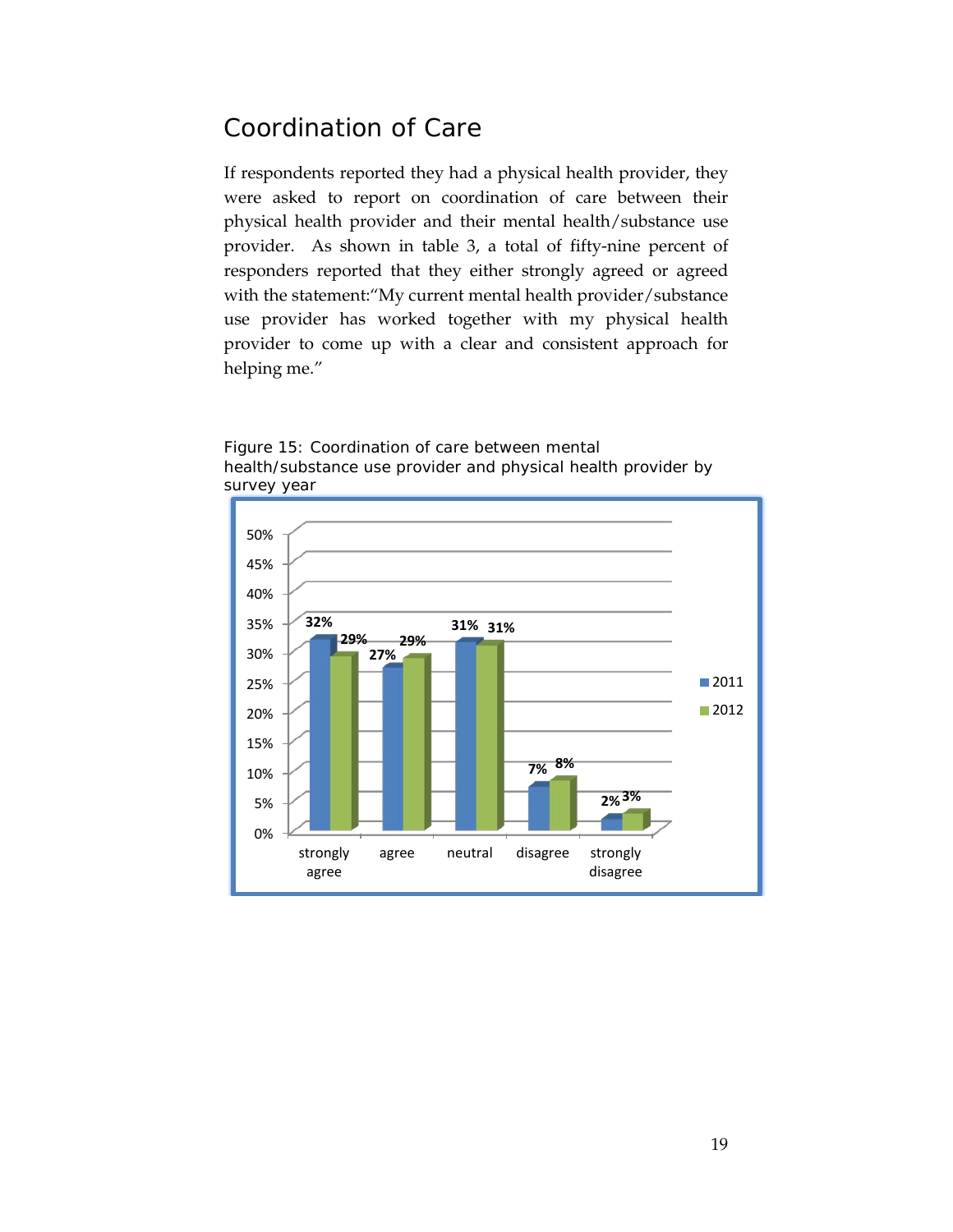## Coordination of Care

If respondents reported they had a physical health provider, they were asked to report on coordination of care between their physical health provider and their mental health/substance use provider. As shown in table 3, a total of fifty-nine percent of responders reported that they either strongly agreed or agreed with the statement:"My current mental health provider/substance use provider has worked together with my physical health provider to come up with a clear and consistent approach for helping me."

Figure 15: Coordination of care between mental health/substance use provider and physical health provider by survey year

50%
45%
40%
35%
30%
25%
20%
15%
10%
5%
0%

32%
29%
27%
29%
31%
31%
7%
8%
2%
3%

strongly agree
agree
neutral
disagree
strongly disagree

2011
2012